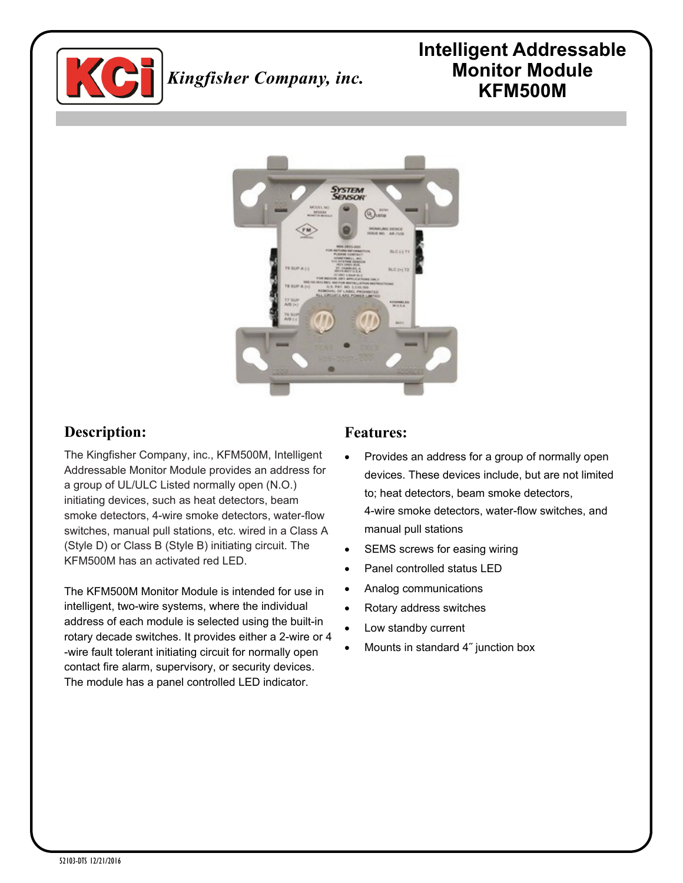KCi *Kingfisher Company, inc.*

# Intelligent Addressable Monitor Module KFM500M

## Description:

The Kingfisher Company, inc., KFM500M, Intelligent Addressable Monitor Module provides an address for a group of UL/ULC Listed normally open (N.O.) initiating devices, such as heat detectors, beam smoke detectors, 4-wire smoke detectors, water-flow switches, manual pull stations, etc. wired in a Class A (Style D) or Class B (Style B) initiating circuit. The KFM500M has an activated red LED.

The KFM500M Monitor Module is intended for use in intelligent, two-wire systems, where the individual address of each module is selected using the built-in rotary decade switches. It provides either a 2-wire or 4 -wire fault tolerant initiating circuit for normally open contact fire alarm, supervisory, or security devices. The module has a panel controlled LED indicator.

## Features:

- Provides an address for a group of normally open devices. These devices include, but are not limited to; heat detectors, beam smoke detectors, 4-wire smoke detectors, water-flow switches, and manual pull stations
- SEMS screws for easing wiring
- Panel controlled status LED
- Analog communications
- Rotary address switches
- Low standby current
- Mounts in standard 4˝ junction box

52103-DTS 12/21/2016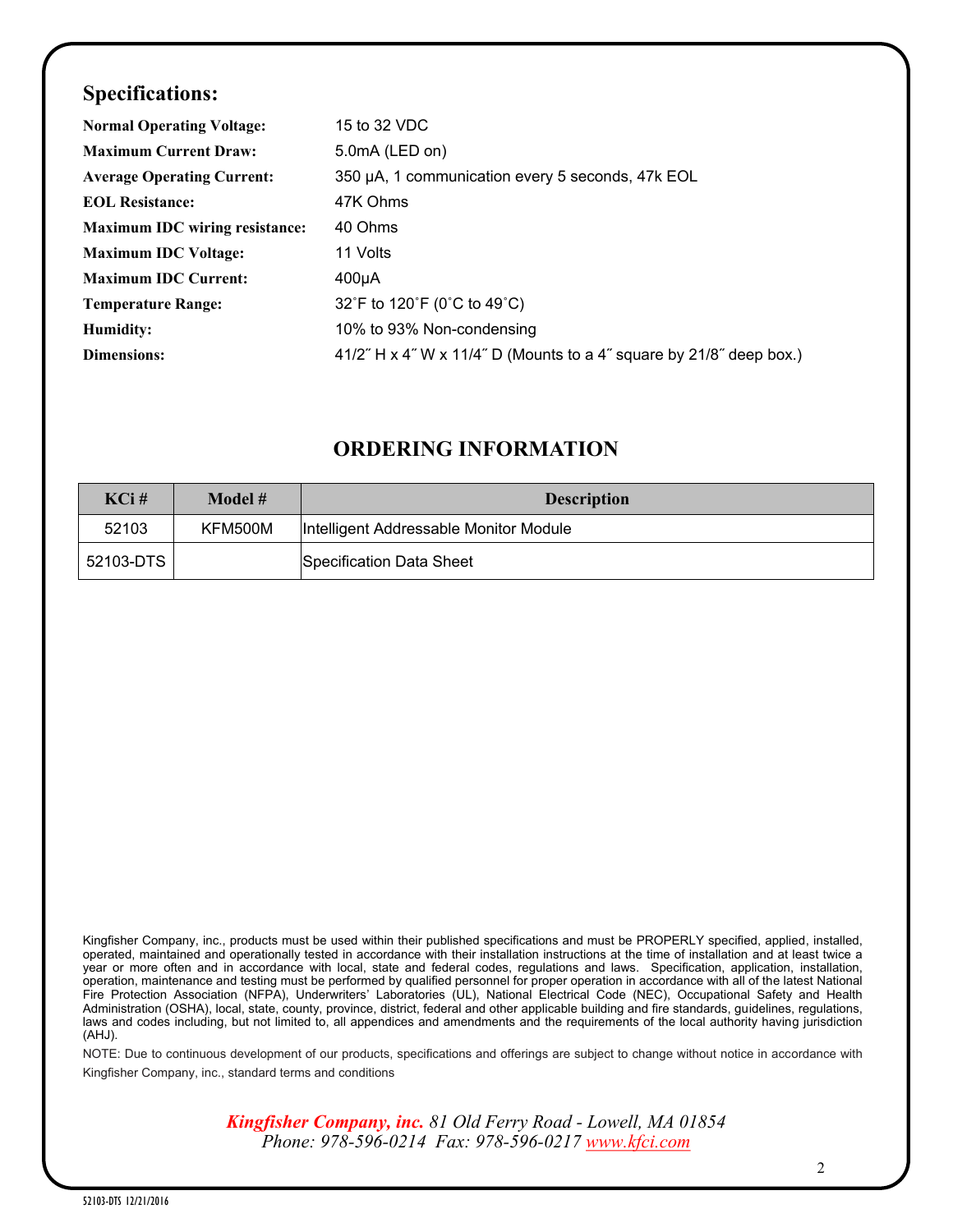## Specifications:

| | |
|---|---|
| **Normal Operating Voltage:** | 15 to 32 VDC |
| **Maximum Current Draw:** | 5.0mA (LED on) |
| **Average Operating Current:** | 350 μA, 1 communication every 5 seconds, 47k EOL |
| **EOL Resistance:** | 47K Ohms |
| **Maximum IDC wiring resistance:** | 40 Ohms |
| **Maximum IDC Voltage:** | 11 Volts |
| **Maximum IDC Current:** | 400μA |
| **Temperature Range:** | 32˚F to 120˚F (0˚C to 49˚C) |
| **Humidity:** | 10% to 93% Non-condensing |
| **Dimensions:** | 41/2˝ H x 4˝ W x 11/4˝ D (Mounts to a 4˝ square by 21/8˝ deep box.) |

## ORDERING INFORMATION

| KCi # | Model # | Description |
|---|---|---|
| 52103 | KFM500M | Intelligent Addressable Monitor Module |
| 52103-DTS | | Specification Data Sheet |

Kingfisher Company, inc., products must be used within their published specifications and must be PROPERLY specified, applied, installed, operated, maintained and operationally tested in accordance with their installation instructions at the time of installation and at least twice a year or more often and in accordance with local, state and federal codes, regulations and laws. Specification, application, installation, operation, maintenance and testing must be performed by qualified personnel for proper operation in accordance with all of the latest National Fire Protection Association (NFPA), Underwriters' Laboratories (UL), National Electrical Code (NEC), Occupational Safety and Health Administration (OSHA), local, state, county, province, district, federal and other applicable building and fire standards, guidelines, regulations, laws and codes including, but not limited to, all appendices and amendments and the requirements of the local authority having jurisdiction (AHJ).

NOTE: Due to continuous development of our products, specifications and offerings are subject to change without notice in accordance with Kingfisher Company, inc., standard terms and conditions

***Kingfisher Company, inc.*** *81 Old Ferry Road - Lowell, MA 01854*
*Phone: 978-596-0214 Fax: 978-596-0217 www.kfci.com*

52103-DTS 12/21/2016